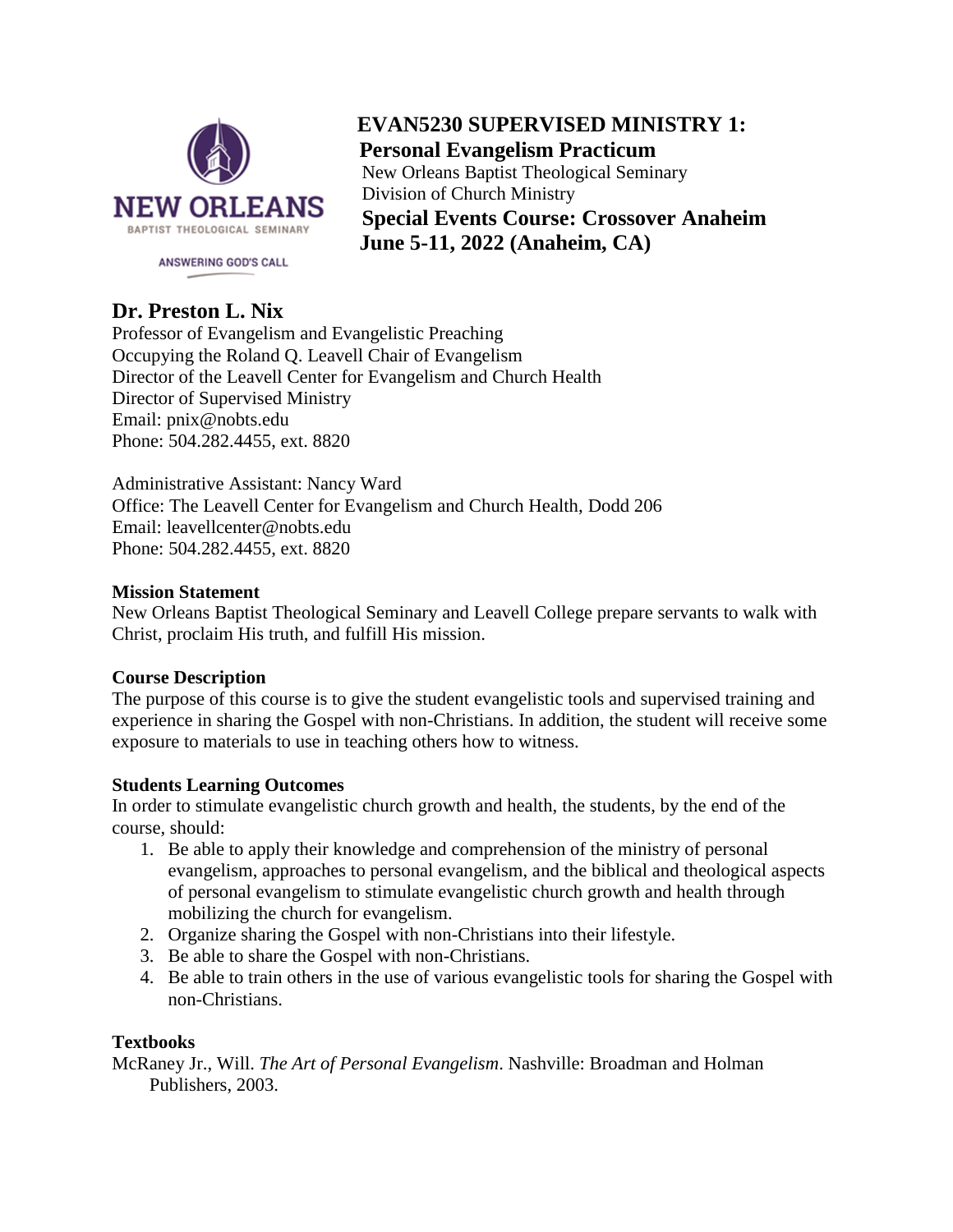NEW ORLEANS
BAPTIST THEOLOGICAL SEMINARY
ANSWERING GOD'S CALL

# EVAN5230 SUPERVISED MINISTRY 1: Personal Evangelism Practicum

New Orleans Baptist Theological Seminary
Division of Church Ministry

**Special Events Course: Crossover Anaheim**
**June 5-11, 2022 (Anaheim, CA)**

## Dr. Preston L. Nix

Professor of Evangelism and Evangelistic Preaching
Occupying the Roland Q. Leavell Chair of Evangelism
Director of the Leavell Center for Evangelism and Church Health
Director of Supervised Ministry
Email: pnix@nobts.edu
Phone: 504.282.4455, ext. 8820

Administrative Assistant: Nancy Ward
Office: The Leavell Center for Evangelism and Church Health, Dodd 206
Email: leavellcenter@nobts.edu
Phone: 504.282.4455, ext. 8820

### Mission Statement

New Orleans Baptist Theological Seminary and Leavell College prepare servants to walk with Christ, proclaim His truth, and fulfill His mission.

### Course Description

The purpose of this course is to give the student evangelistic tools and supervised training and experience in sharing the Gospel with non-Christians. In addition, the student will receive some exposure to materials to use in teaching others how to witness.

### Students Learning Outcomes

In order to stimulate evangelistic church growth and health, the students, by the end of the course, should:

1. Be able to apply their knowledge and comprehension of the ministry of personal evangelism, approaches to personal evangelism, and the biblical and theological aspects of personal evangelism to stimulate evangelistic church growth and health through mobilizing the church for evangelism.
2. Organize sharing the Gospel with non-Christians into their lifestyle.
3. Be able to share the Gospel with non-Christians.
4. Be able to train others in the use of various evangelistic tools for sharing the Gospel with non-Christians.

### Textbooks

McRaney Jr., Will. *The Art of Personal Evangelism*. Nashville: Broadman and Holman Publishers, 2003.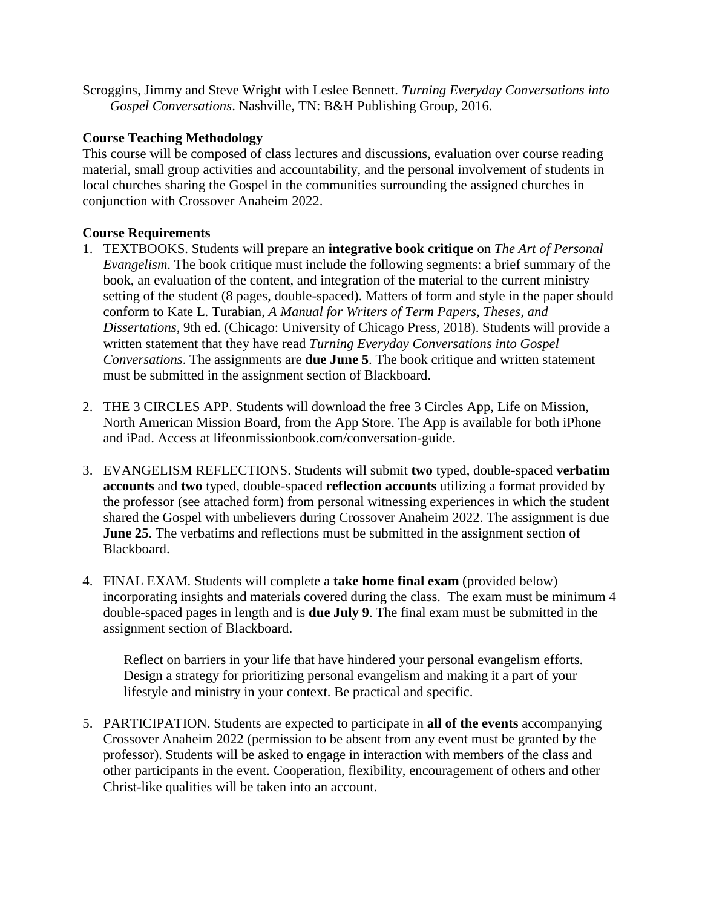Scroggins, Jimmy and Steve Wright with Leslee Bennett. *Turning Everyday Conversations into Gospel Conversations*. Nashville, TN: B&H Publishing Group, 2016.

**Course Teaching Methodology**

This course will be composed of class lectures and discussions, evaluation over course reading material, small group activities and accountability, and the personal involvement of students in local churches sharing the Gospel in the communities surrounding the assigned churches in conjunction with Crossover Anaheim 2022.

**Course Requirements**

1. TEXTBOOKS. Students will prepare an **integrative book critique** on *The Art of Personal Evangelism*. The book critique must include the following segments: a brief summary of the book, an evaluation of the content, and integration of the material to the current ministry setting of the student (8 pages, double-spaced). Matters of form and style in the paper should conform to Kate L. Turabian, *A Manual for Writers of Term Papers, Theses, and Dissertations*, 9th ed. (Chicago: University of Chicago Press, 2018). Students will provide a written statement that they have read *Turning Everyday Conversations into Gospel Conversations*. The assignments are **due June 5**. The book critique and written statement must be submitted in the assignment section of Blackboard.

2. THE 3 CIRCLES APP. Students will download the free 3 Circles App, Life on Mission, North American Mission Board, from the App Store. The App is available for both iPhone and iPad. Access at lifeonmissionbook.com/conversation-guide.

3. EVANGELISM REFLECTIONS. Students will submit **two** typed, double-spaced **verbatim accounts** and **two** typed, double-spaced **reflection accounts** utilizing a format provided by the professor (see attached form) from personal witnessing experiences in which the student shared the Gospel with unbelievers during Crossover Anaheim 2022. The assignment is due **June 25**. The verbatims and reflections must be submitted in the assignment section of Blackboard.

4. FINAL EXAM. Students will complete a **take home final exam** (provided below) incorporating insights and materials covered during the class. The exam must be minimum 4 double-spaced pages in length and is **due July 9**. The final exam must be submitted in the assignment section of Blackboard.

   Reflect on barriers in your life that have hindered your personal evangelism efforts. Design a strategy for prioritizing personal evangelism and making it a part of your lifestyle and ministry in your context. Be practical and specific.

5. PARTICIPATION. Students are expected to participate in **all of the events** accompanying Crossover Anaheim 2022 (permission to be absent from any event must be granted by the professor). Students will be asked to engage in interaction with members of the class and other participants in the event. Cooperation, flexibility, encouragement of others and other Christ-like qualities will be taken into an account.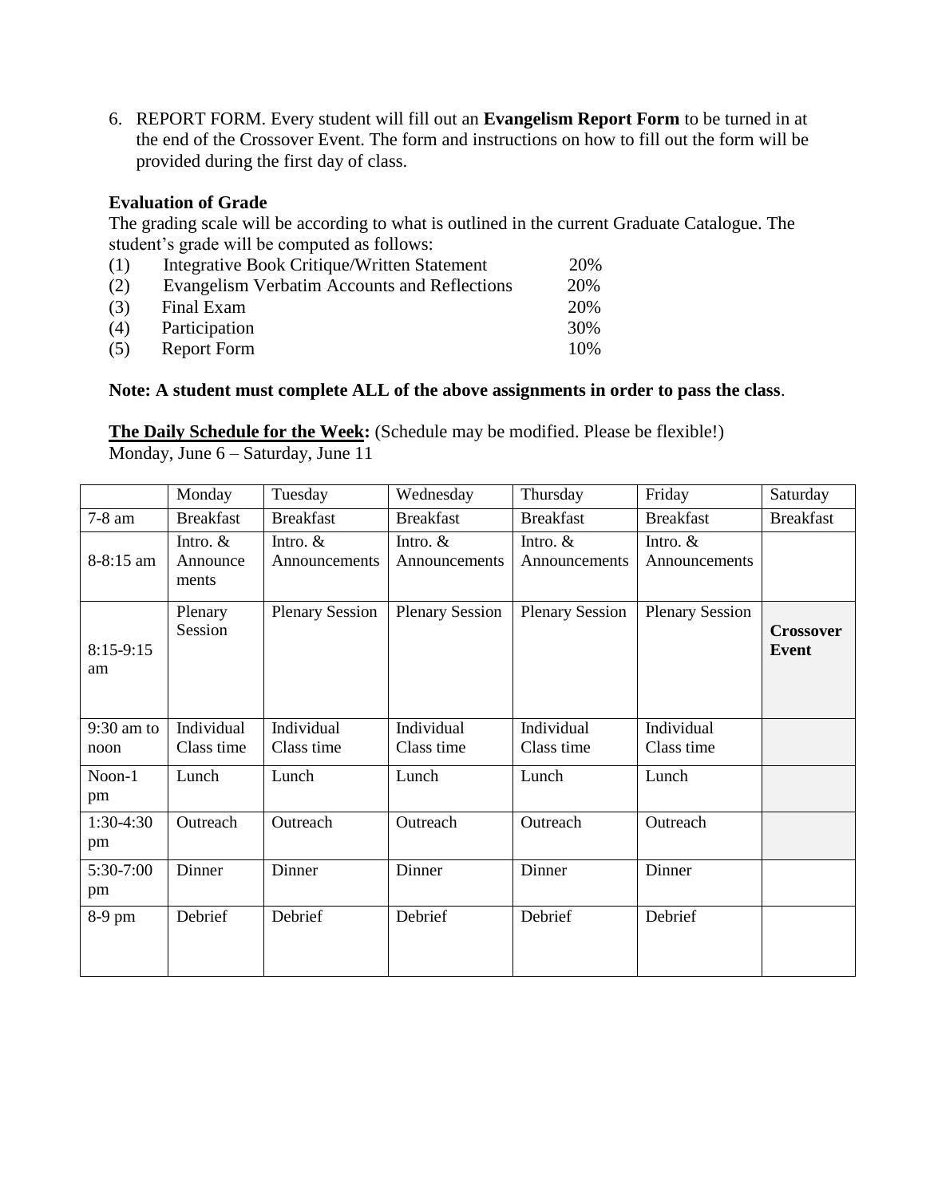6. REPORT FORM. Every student will fill out an **Evangelism Report Form** to be turned in at the end of the Crossover Event. The form and instructions on how to fill out the form will be provided during the first day of class.

**Evaluation of Grade**

The grading scale will be according to what is outlined in the current Graduate Catalogue. The student's grade will be computed as follows:

| | | |
|---|---|---|
| (1) | Integrative Book Critique/Written Statement | 20% |
| (2) | Evangelism Verbatim Accounts and Reflections | 20% |
| (3) | Final Exam | 20% |
| (4) | Participation | 30% |
| (5) | Report Form | 10% |

**Note: A student must complete ALL of the above assignments in order to pass the class**.

**The Daily Schedule for the Week:** (Schedule may be modified. Please be flexible!)
Monday, June 6 – Saturday, June 11

| | Monday | Tuesday | Wednesday | Thursday | Friday | Saturday |
|---|---|---|---|---|---|---|
| 7-8 am | Breakfast | Breakfast | Breakfast | Breakfast | Breakfast | Breakfast |
| 8-8:15 am | Intro. & Announce ments | Intro. & Announcements | Intro. & Announcements | Intro. & Announcements | Intro. & Announcements | |
| 8:15-9:15 am | Plenary Session | Plenary Session | Plenary Session | Plenary Session | Plenary Session | **Crossover Event** |
| 9:30 am to noon | Individual Class time | Individual Class time | Individual Class time | Individual Class time | Individual Class time | |
| Noon-1 pm | Lunch | Lunch | Lunch | Lunch | Lunch | |
| 1:30-4:30 pm | Outreach | Outreach | Outreach | Outreach | Outreach | |
| 5:30-7:00 pm | Dinner | Dinner | Dinner | Dinner | Dinner | |
| 8-9 pm | Debrief | Debrief | Debrief | Debrief | Debrief | |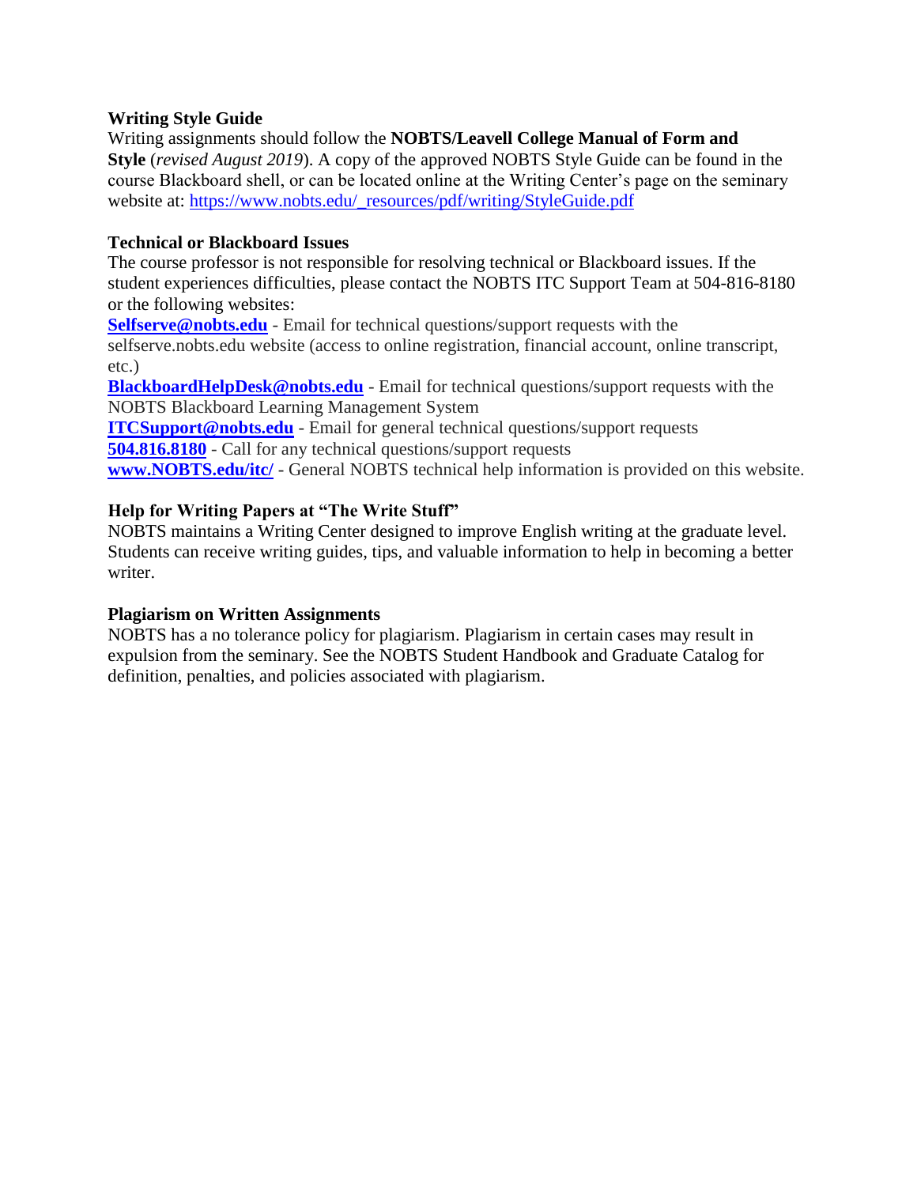**Writing Style Guide**

Writing assignments should follow the **NOBTS/Leavell College Manual of Form and Style** (*revised August 2019*). A copy of the approved NOBTS Style Guide can be found in the course Blackboard shell, or can be located online at the Writing Center's page on the seminary website at: [https://www.nobts.edu/_resources/pdf/writing/StyleGuide.pdf](https://www.nobts.edu/_resources/pdf/writing/StyleGuide.pdf)

**Technical or Blackboard Issues**

The course professor is not responsible for resolving technical or Blackboard issues. If the student experiences difficulties, please contact the NOBTS ITC Support Team at 504-816-8180 or the following websites:

**Selfserve@nobts.edu** - Email for technical questions/support requests with the selfserve.nobts.edu website (access to online registration, financial account, online transcript, etc.)

**BlackboardHelpDesk@nobts.edu** - Email for technical questions/support requests with the NOBTS Blackboard Learning Management System

**ITCSupport@nobts.edu** - Email for general technical questions/support requests

**504.816.8180** - Call for any technical questions/support requests

**www.NOBTS.edu/itc/** - General NOBTS technical help information is provided on this website.

**Help for Writing Papers at "The Write Stuff"**

NOBTS maintains a Writing Center designed to improve English writing at the graduate level. Students can receive writing guides, tips, and valuable information to help in becoming a better writer.

**Plagiarism on Written Assignments**

NOBTS has a no tolerance policy for plagiarism. Plagiarism in certain cases may result in expulsion from the seminary. See the NOBTS Student Handbook and Graduate Catalog for definition, penalties, and policies associated with plagiarism.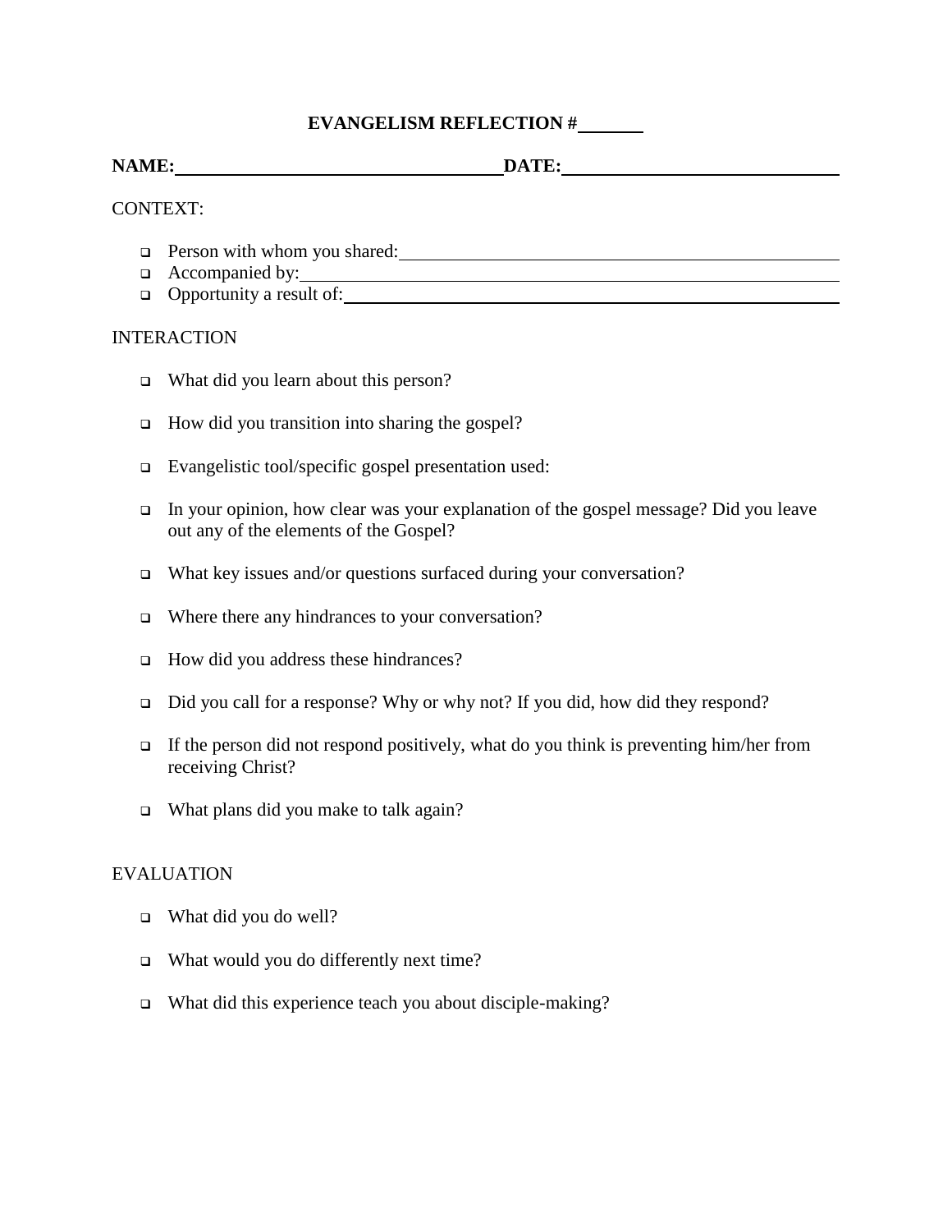**EVANGELISM REFLECTION #\_\_\_\_\_\_\_**

**NAME:**\_\_\_\_\_\_\_\_\_\_\_\_\_\_\_\_\_\_\_\_\_\_\_\_\_\_\_\_\_\_\_\_\_\_\_\_**DATE:**\_\_\_\_\_\_\_\_\_\_\_\_\_\_\_\_\_\_\_\_\_\_\_\_\_\_\_\_\_\_

CONTEXT:

- Person with whom you shared:\_\_\_\_\_\_\_\_\_\_\_\_\_\_\_\_\_\_\_\_\_\_\_\_\_\_\_\_\_\_\_\_\_\_\_\_\_\_\_\_\_\_\_\_\_\_\_\_
- Accompanied by:\_\_\_\_\_\_\_\_\_\_\_\_\_\_\_\_\_\_\_\_\_\_\_\_\_\_\_\_\_\_\_\_\_\_\_\_\_\_\_\_\_\_\_\_\_\_\_\_\_\_\_\_\_\_\_\_\_\_\_\_
- Opportunity a result of:\_\_\_\_\_\_\_\_\_\_\_\_\_\_\_\_\_\_\_\_\_\_\_\_\_\_\_\_\_\_\_\_\_\_\_\_\_\_\_\_\_\_\_\_\_\_\_\_\_\_\_\_\_\_

INTERACTION

- What did you learn about this person?
- How did you transition into sharing the gospel?
- Evangelistic tool/specific gospel presentation used:
- In your opinion, how clear was your explanation of the gospel message? Did you leave out any of the elements of the Gospel?
- What key issues and/or questions surfaced during your conversation?
- Where there any hindrances to your conversation?
- How did you address these hindrances?
- Did you call for a response? Why or why not? If you did, how did they respond?
- If the person did not respond positively, what do you think is preventing him/her from receiving Christ?
- What plans did you make to talk again?

EVALUATION

- What did you do well?
- What would you do differently next time?
- What did this experience teach you about disciple-making?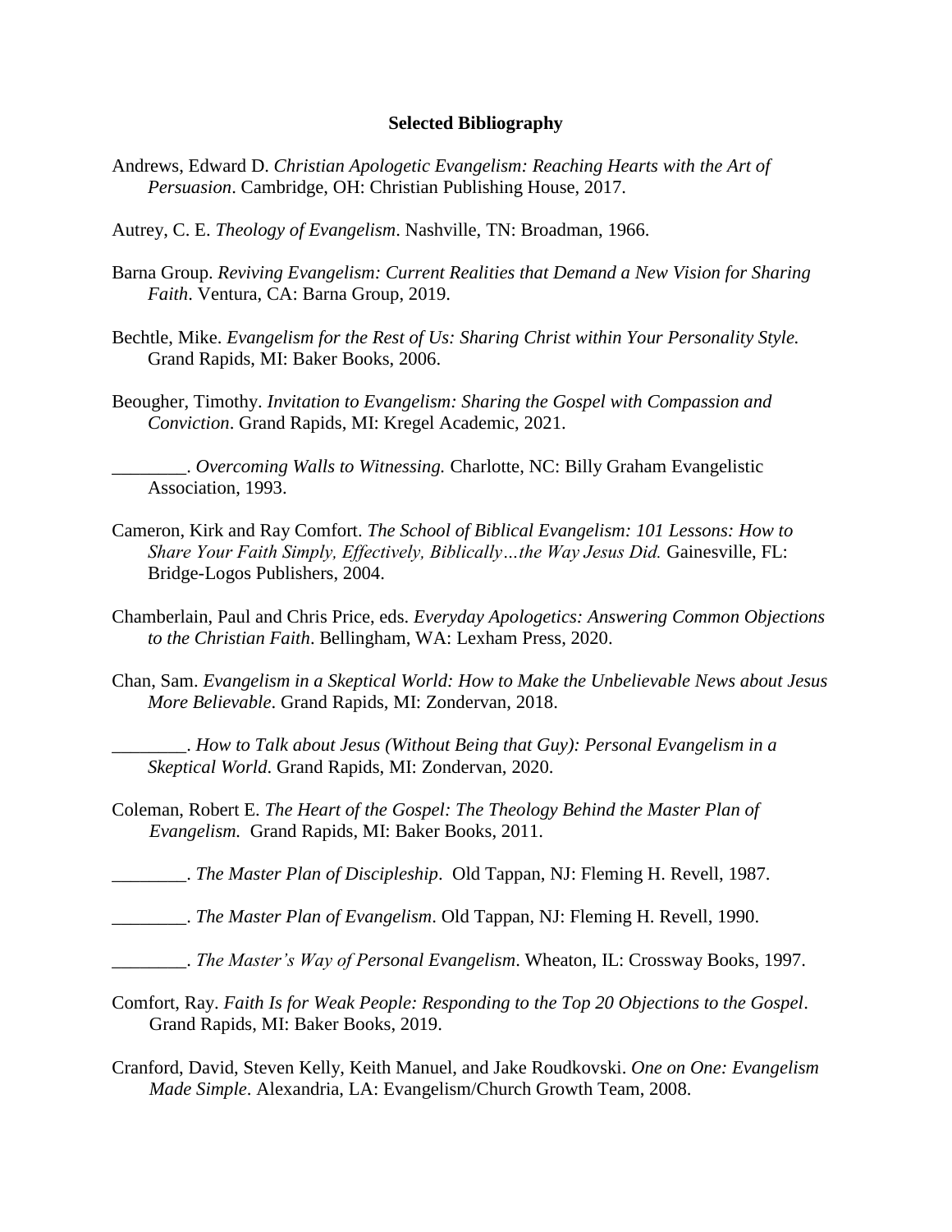**Selected Bibliography**

Andrews, Edward D. *Christian Apologetic Evangelism: Reaching Hearts with the Art of Persuasion*. Cambridge, OH: Christian Publishing House, 2017.

Autrey, C. E. *Theology of Evangelism*. Nashville, TN: Broadman, 1966.

Barna Group. *Reviving Evangelism: Current Realities that Demand a New Vision for Sharing Faith*. Ventura, CA: Barna Group, 2019.

Bechtle, Mike. *Evangelism for the Rest of Us: Sharing Christ within Your Personality Style.* Grand Rapids, MI: Baker Books, 2006.

Beougher, Timothy. *Invitation to Evangelism: Sharing the Gospel with Compassion and Conviction*. Grand Rapids, MI: Kregel Academic, 2021.

________. *Overcoming Walls to Witnessing.* Charlotte, NC: Billy Graham Evangelistic Association, 1993.

Cameron, Kirk and Ray Comfort. *The School of Biblical Evangelism: 101 Lessons: How to Share Your Faith Simply, Effectively, Biblically…the Way Jesus Did.* Gainesville, FL: Bridge-Logos Publishers, 2004.

Chamberlain, Paul and Chris Price, eds. *Everyday Apologetics: Answering Common Objections to the Christian Faith*. Bellingham, WA: Lexham Press, 2020.

Chan, Sam. *Evangelism in a Skeptical World: How to Make the Unbelievable News about Jesus More Believable*. Grand Rapids, MI: Zondervan, 2018.

________. *How to Talk about Jesus (Without Being that Guy): Personal Evangelism in a Skeptical World*. Grand Rapids, MI: Zondervan, 2020.

Coleman, Robert E. *The Heart of the Gospel: The Theology Behind the Master Plan of Evangelism.* Grand Rapids, MI: Baker Books, 2011.

________. *The Master Plan of Discipleship*. Old Tappan, NJ: Fleming H. Revell, 1987.

________. *The Master Plan of Evangelism*. Old Tappan, NJ: Fleming H. Revell, 1990.

________. *The Master's Way of Personal Evangelism*. Wheaton, IL: Crossway Books, 1997.

Comfort, Ray. *Faith Is for Weak People: Responding to the Top 20 Objections to the Gospel*. Grand Rapids, MI: Baker Books, 2019.

Cranford, David, Steven Kelly, Keith Manuel, and Jake Roudkovski. *One on One: Evangelism Made Simple*. Alexandria, LA: Evangelism/Church Growth Team, 2008.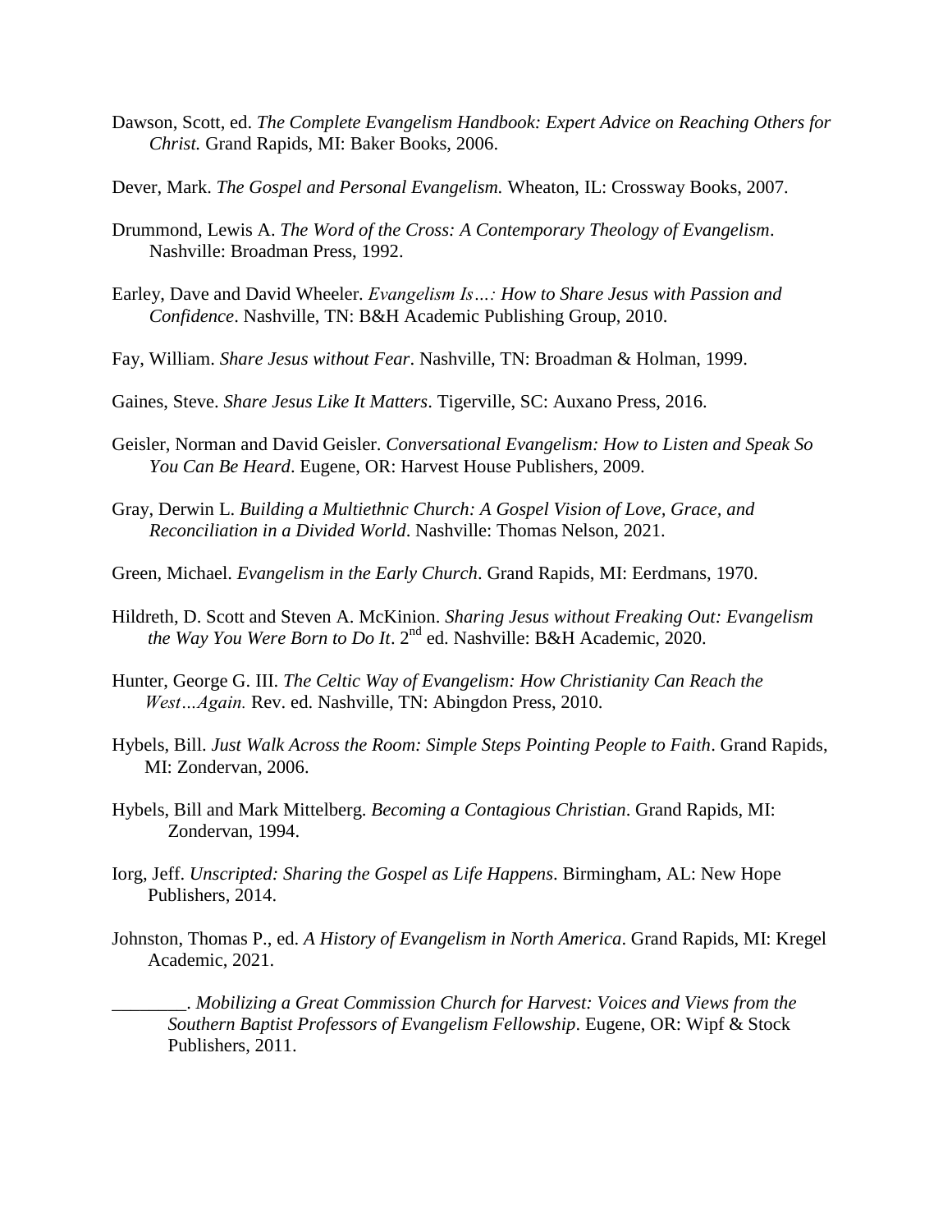Dawson, Scott, ed. *The Complete Evangelism Handbook: Expert Advice on Reaching Others for Christ.* Grand Rapids, MI: Baker Books, 2006.

Dever, Mark. *The Gospel and Personal Evangelism.* Wheaton, IL: Crossway Books, 2007.

Drummond, Lewis A. *The Word of the Cross: A Contemporary Theology of Evangelism*. Nashville: Broadman Press, 1992.

Earley, Dave and David Wheeler. *Evangelism Is…: How to Share Jesus with Passion and Confidence*. Nashville, TN: B&H Academic Publishing Group, 2010.

Fay, William. *Share Jesus without Fear*. Nashville, TN: Broadman & Holman, 1999.

Gaines, Steve. *Share Jesus Like It Matters*. Tigerville, SC: Auxano Press, 2016.

Geisler, Norman and David Geisler. *Conversational Evangelism: How to Listen and Speak So You Can Be Heard*. Eugene, OR: Harvest House Publishers, 2009.

Gray, Derwin L. *Building a Multiethnic Church: A Gospel Vision of Love, Grace, and Reconciliation in a Divided World*. Nashville: Thomas Nelson, 2021.

Green, Michael. *Evangelism in the Early Church*. Grand Rapids, MI: Eerdmans, 1970.

Hildreth, D. Scott and Steven A. McKinion. *Sharing Jesus without Freaking Out: Evangelism the Way You Were Born to Do It*. 2nd ed. Nashville: B&H Academic, 2020.

Hunter, George G. III. *The Celtic Way of Evangelism: How Christianity Can Reach the West…Again.* Rev. ed. Nashville, TN: Abingdon Press, 2010.

Hybels, Bill. *Just Walk Across the Room: Simple Steps Pointing People to Faith*. Grand Rapids, MI: Zondervan, 2006.

Hybels, Bill and Mark Mittelberg. *Becoming a Contagious Christian*. Grand Rapids, MI: Zondervan, 1994.

Iorg, Jeff. *Unscripted: Sharing the Gospel as Life Happens*. Birmingham, AL: New Hope Publishers, 2014.

Johnston, Thomas P., ed. *A History of Evangelism in North America*. Grand Rapids, MI: Kregel Academic, 2021.

________. *Mobilizing a Great Commission Church for Harvest: Voices and Views from the Southern Baptist Professors of Evangelism Fellowship*. Eugene, OR: Wipf & Stock Publishers, 2011.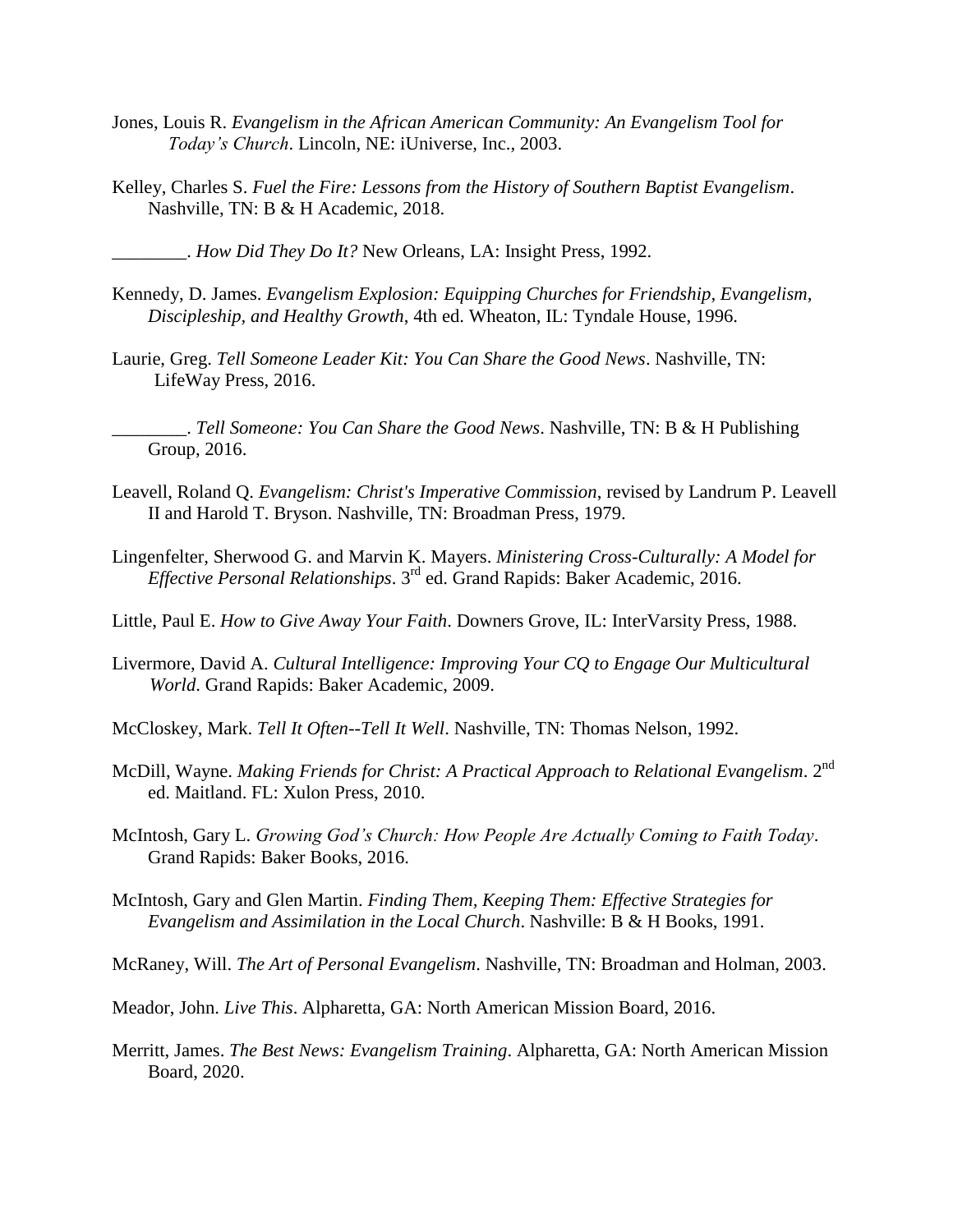Jones, Louis R. *Evangelism in the African American Community: An Evangelism Tool for Today's Church*. Lincoln, NE: iUniverse, Inc., 2003.

Kelley, Charles S. *Fuel the Fire: Lessons from the History of Southern Baptist Evangelism*. Nashville, TN: B & H Academic, 2018.

________. *How Did They Do It?* New Orleans, LA: Insight Press, 1992.

Kennedy, D. James. *Evangelism Explosion: Equipping Churches for Friendship, Evangelism, Discipleship, and Healthy Growth*, 4th ed. Wheaton, IL: Tyndale House, 1996.

Laurie, Greg. *Tell Someone Leader Kit: You Can Share the Good News*. Nashville, TN: LifeWay Press, 2016.

________. *Tell Someone: You Can Share the Good News*. Nashville, TN: B & H Publishing Group, 2016.

Leavell, Roland Q. *Evangelism: Christ's Imperative Commission*, revised by Landrum P. Leavell II and Harold T. Bryson. Nashville, TN: Broadman Press, 1979.

Lingenfelter, Sherwood G. and Marvin K. Mayers. *Ministering Cross-Culturally: A Model for Effective Personal Relationships*. 3rd ed. Grand Rapids: Baker Academic, 2016.

Little, Paul E. *How to Give Away Your Faith*. Downers Grove, IL: InterVarsity Press, 1988.

Livermore, David A. *Cultural Intelligence: Improving Your CQ to Engage Our Multicultural World*. Grand Rapids: Baker Academic, 2009.

McCloskey, Mark. *Tell It Often--Tell It Well*. Nashville, TN: Thomas Nelson, 1992.

McDill, Wayne. *Making Friends for Christ: A Practical Approach to Relational Evangelism*. 2nd ed. Maitland. FL: Xulon Press, 2010.

McIntosh, Gary L. *Growing God's Church: How People Are Actually Coming to Faith Today*. Grand Rapids: Baker Books, 2016.

McIntosh, Gary and Glen Martin. *Finding Them, Keeping Them: Effective Strategies for Evangelism and Assimilation in the Local Church*. Nashville: B & H Books, 1991.

McRaney, Will. *The Art of Personal Evangelism*. Nashville, TN: Broadman and Holman, 2003.

Meador, John. *Live This*. Alpharetta, GA: North American Mission Board, 2016.

Merritt, James. *The Best News: Evangelism Training*. Alpharetta, GA: North American Mission Board, 2020.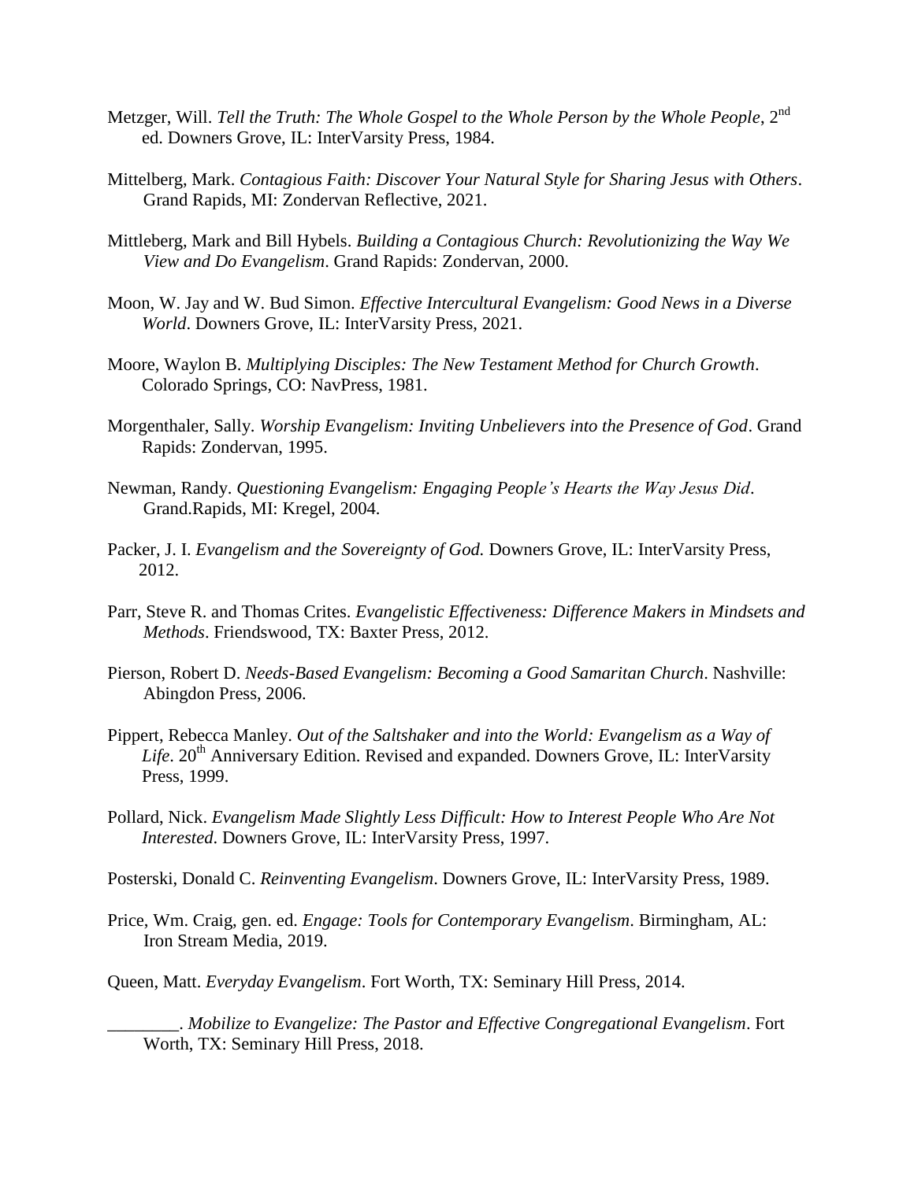Metzger, Will. *Tell the Truth: The Whole Gospel to the Whole Person by the Whole People*, 2nd ed. Downers Grove, IL: InterVarsity Press, 1984.

Mittelberg, Mark. *Contagious Faith: Discover Your Natural Style for Sharing Jesus with Others*. Grand Rapids, MI: Zondervan Reflective, 2021.

Mittleberg, Mark and Bill Hybels. *Building a Contagious Church: Revolutionizing the Way We View and Do Evangelism*. Grand Rapids: Zondervan, 2000.

Moon, W. Jay and W. Bud Simon. *Effective Intercultural Evangelism: Good News in a Diverse World*. Downers Grove, IL: InterVarsity Press, 2021.

Moore, Waylon B. *Multiplying Disciples: The New Testament Method for Church Growth*. Colorado Springs, CO: NavPress, 1981.

Morgenthaler, Sally. *Worship Evangelism: Inviting Unbelievers into the Presence of God*. Grand Rapids: Zondervan, 1995.

Newman, Randy. *Questioning Evangelism: Engaging People's Hearts the Way Jesus Did*. Grand.Rapids, MI: Kregel, 2004.

Packer, J. I. *Evangelism and the Sovereignty of God.* Downers Grove, IL: InterVarsity Press, 2012.

Parr, Steve R. and Thomas Crites. *Evangelistic Effectiveness: Difference Makers in Mindsets and Methods*. Friendswood, TX: Baxter Press, 2012.

Pierson, Robert D. *Needs-Based Evangelism: Becoming a Good Samaritan Church*. Nashville: Abingdon Press, 2006.

Pippert, Rebecca Manley. *Out of the Saltshaker and into the World: Evangelism as a Way of Life*. 20th Anniversary Edition. Revised and expanded. Downers Grove, IL: InterVarsity Press, 1999.

Pollard, Nick. *Evangelism Made Slightly Less Difficult: How to Interest People Who Are Not Interested*. Downers Grove, IL: InterVarsity Press, 1997.

Posterski, Donald C. *Reinventing Evangelism*. Downers Grove, IL: InterVarsity Press, 1989.

Price, Wm. Craig, gen. ed. *Engage: Tools for Contemporary Evangelism*. Birmingham, AL: Iron Stream Media, 2019.

Queen, Matt. *Everyday Evangelism*. Fort Worth, TX: Seminary Hill Press, 2014.

________. *Mobilize to Evangelize: The Pastor and Effective Congregational Evangelism*. Fort Worth, TX: Seminary Hill Press, 2018.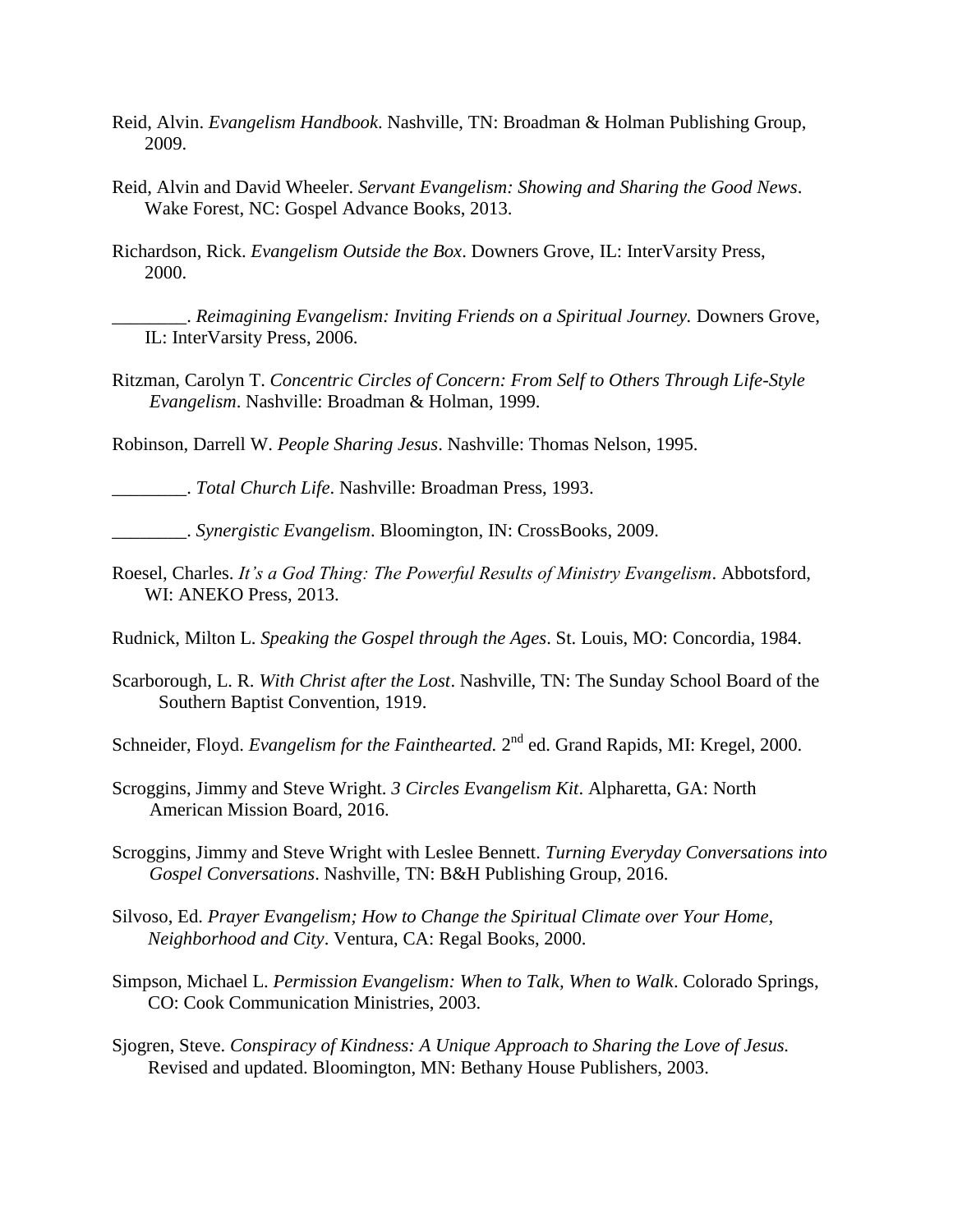Reid, Alvin. *Evangelism Handbook*. Nashville, TN: Broadman & Holman Publishing Group, 2009.

Reid, Alvin and David Wheeler. *Servant Evangelism: Showing and Sharing the Good News*. Wake Forest, NC: Gospel Advance Books, 2013.

Richardson, Rick. *Evangelism Outside the Box*. Downers Grove, IL: InterVarsity Press, 2000.

________. *Reimagining Evangelism: Inviting Friends on a Spiritual Journey.* Downers Grove, IL: InterVarsity Press, 2006.

Ritzman, Carolyn T. *Concentric Circles of Concern: From Self to Others Through Life-Style Evangelism*. Nashville: Broadman & Holman, 1999.

Robinson, Darrell W. *People Sharing Jesus*. Nashville: Thomas Nelson, 1995.

________. *Total Church Life*. Nashville: Broadman Press, 1993.

________. *Synergistic Evangelism*. Bloomington, IN: CrossBooks, 2009.

Roesel, Charles. *It's a God Thing: The Powerful Results of Ministry Evangelism*. Abbotsford, WI: ANEKO Press, 2013.

Rudnick, Milton L. *Speaking the Gospel through the Ages*. St. Louis, MO: Concordia, 1984.

Scarborough, L. R. *With Christ after the Lost*. Nashville, TN: The Sunday School Board of the Southern Baptist Convention, 1919.

Schneider, Floyd. *Evangelism for the Fainthearted.* 2nd ed. Grand Rapids, MI: Kregel, 2000.

Scroggins, Jimmy and Steve Wright. *3 Circles Evangelism Kit*. Alpharetta, GA: North American Mission Board, 2016.

Scroggins, Jimmy and Steve Wright with Leslee Bennett. *Turning Everyday Conversations into Gospel Conversations*. Nashville, TN: B&H Publishing Group, 2016.

Silvoso, Ed. *Prayer Evangelism; How to Change the Spiritual Climate over Your Home, Neighborhood and City*. Ventura, CA: Regal Books, 2000.

Simpson, Michael L. *Permission Evangelism: When to Talk, When to Walk*. Colorado Springs, CO: Cook Communication Ministries, 2003.

Sjogren, Steve. *Conspiracy of Kindness: A Unique Approach to Sharing the Love of Jesus.* Revised and updated. Bloomington, MN: Bethany House Publishers, 2003.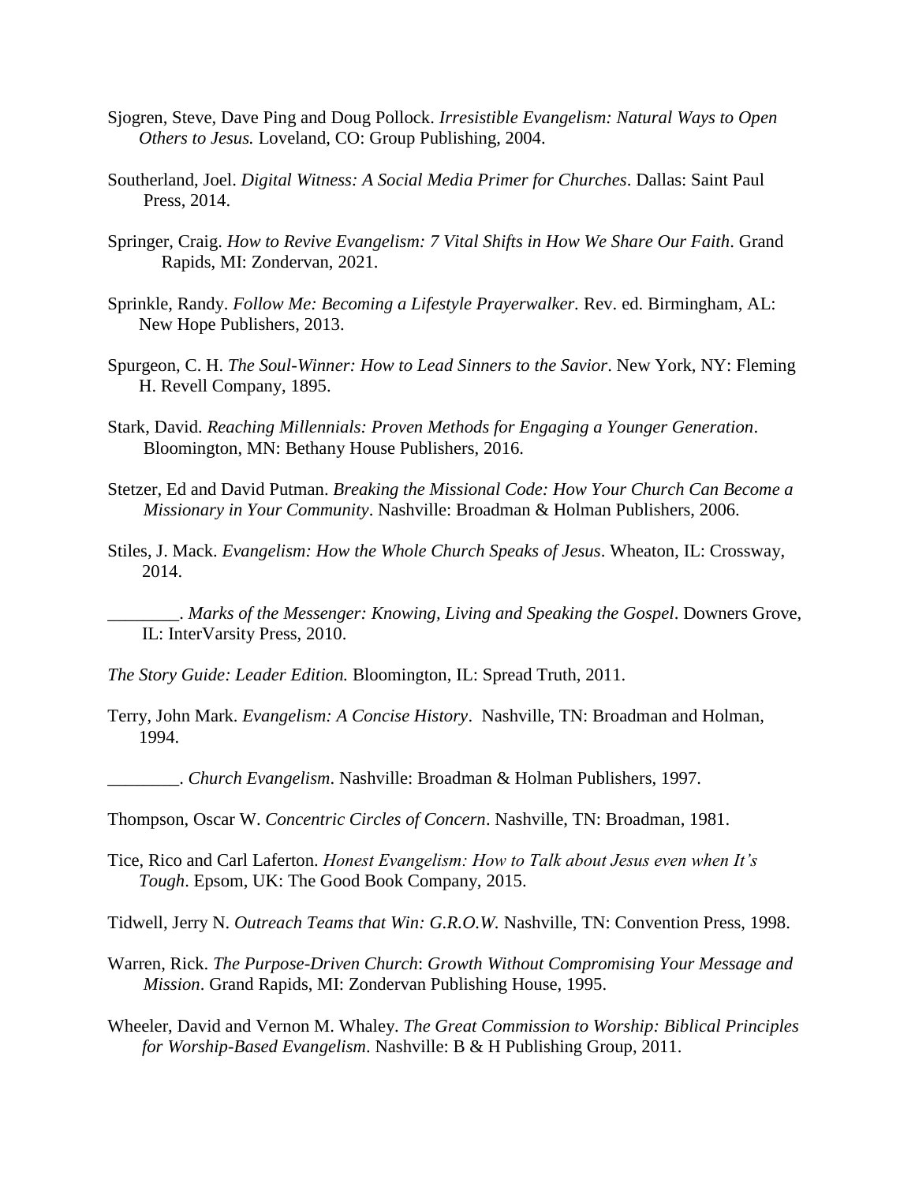Sjogren, Steve, Dave Ping and Doug Pollock. *Irresistible Evangelism: Natural Ways to Open Others to Jesus.* Loveland, CO: Group Publishing, 2004.

Southerland, Joel. *Digital Witness: A Social Media Primer for Churches*. Dallas: Saint Paul Press, 2014.

Springer, Craig. *How to Revive Evangelism: 7 Vital Shifts in How We Share Our Faith*. Grand Rapids, MI: Zondervan, 2021.

Sprinkle, Randy. *Follow Me: Becoming a Lifestyle Prayerwalker.* Rev. ed. Birmingham, AL: New Hope Publishers, 2013.

Spurgeon, C. H. *The Soul-Winner: How to Lead Sinners to the Savior*. New York, NY: Fleming H. Revell Company, 1895.

Stark, David. *Reaching Millennials: Proven Methods for Engaging a Younger Generation*. Bloomington, MN: Bethany House Publishers, 2016.

Stetzer, Ed and David Putman. *Breaking the Missional Code: How Your Church Can Become a Missionary in Your Community*. Nashville: Broadman & Holman Publishers, 2006.

Stiles, J. Mack. *Evangelism: How the Whole Church Speaks of Jesus*. Wheaton, IL: Crossway, 2014.

________. *Marks of the Messenger: Knowing, Living and Speaking the Gospel*. Downers Grove, IL: InterVarsity Press, 2010.

*The Story Guide: Leader Edition.* Bloomington, IL: Spread Truth, 2011.

Terry, John Mark. *Evangelism: A Concise History*. Nashville, TN: Broadman and Holman, 1994.

________. *Church Evangelism*. Nashville: Broadman & Holman Publishers, 1997.

Thompson, Oscar W. *Concentric Circles of Concern*. Nashville, TN: Broadman, 1981.

Tice, Rico and Carl Laferton. *Honest Evangelism: How to Talk about Jesus even when It's Tough*. Epsom, UK: The Good Book Company, 2015.

Tidwell, Jerry N. *Outreach Teams that Win: G.R.O.W.* Nashville, TN: Convention Press, 1998.

Warren, Rick. *The Purpose-Driven Church*: *Growth Without Compromising Your Message and Mission*. Grand Rapids, MI: Zondervan Publishing House, 1995.

Wheeler, David and Vernon M. Whaley. *The Great Commission to Worship: Biblical Principles for Worship-Based Evangelism*. Nashville: B & H Publishing Group, 2011.